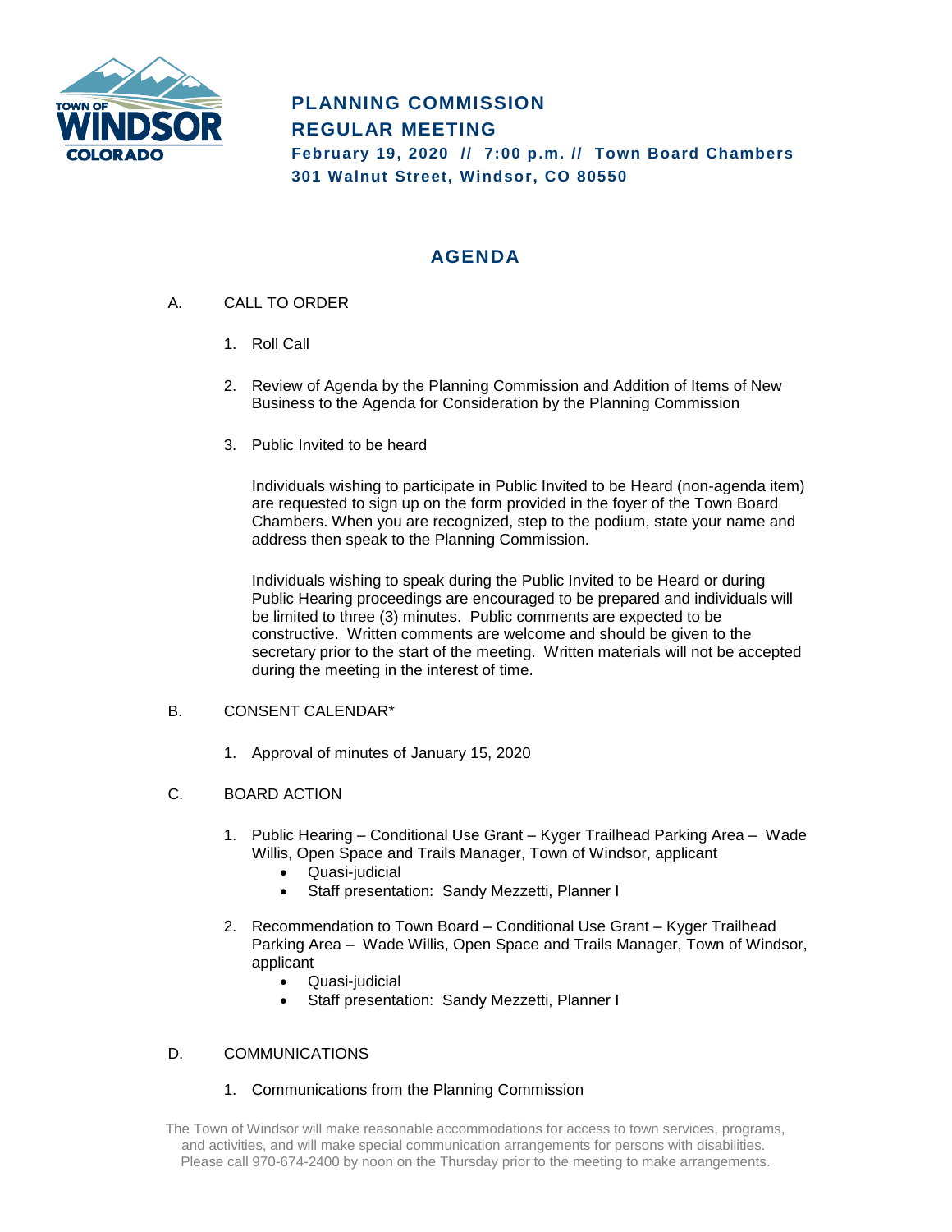# PLANNING COMMISSION REGULAR MEETING

**February 19, 2020 // 7:00 p.m. // Town Board Chambers**
**301 Walnut Street, Windsor, CO 80550**

## AGENDA

A. CALL TO ORDER

1. Roll Call

2. Review of Agenda by the Planning Commission and Addition of Items of New Business to the Agenda for Consideration by the Planning Commission

3. Public Invited to be heard

   Individuals wishing to participate in Public Invited to be Heard (non-agenda item) are requested to sign up on the form provided in the foyer of the Town Board Chambers. When you are recognized, step to the podium, state your name and address then speak to the Planning Commission.

   Individuals wishing to speak during the Public Invited to be Heard or during Public Hearing proceedings are encouraged to be prepared and individuals will be limited to three (3) minutes. Public comments are expected to be constructive. Written comments are welcome and should be given to the secretary prior to the start of the meeting. Written materials will not be accepted during the meeting in the interest of time.

B. CONSENT CALENDAR*

1. Approval of minutes of January 15, 2020

C. BOARD ACTION

1. Public Hearing – Conditional Use Grant – Kyger Trailhead Parking Area – Wade Willis, Open Space and Trails Manager, Town of Windsor, applicant
   - Quasi-judicial
   - Staff presentation: Sandy Mezzetti, Planner I

2. Recommendation to Town Board – Conditional Use Grant – Kyger Trailhead Parking Area – Wade Willis, Open Space and Trails Manager, Town of Windsor, applicant
   - Quasi-judicial
   - Staff presentation: Sandy Mezzetti, Planner I

D. COMMUNICATIONS

1. Communications from the Planning Commission

The Town of Windsor will make reasonable accommodations for access to town services, programs, and activities, and will make special communication arrangements for persons with disabilities. Please call 970-674-2400 by noon on the Thursday prior to the meeting to make arrangements.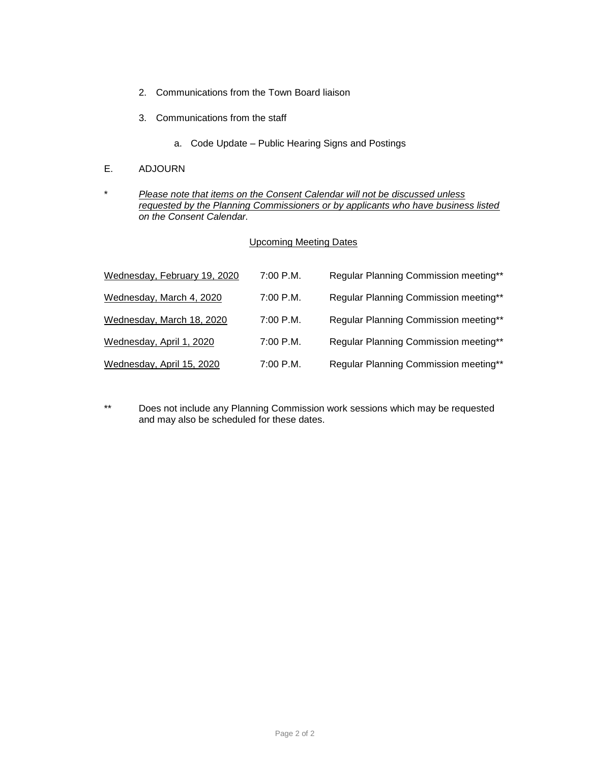2. Communications from the Town Board liaison

3. Communications from the staff

    a. Code Update – Public Hearing Signs and Postings

E. ADJOURN

\* *Please note that items on the Consent Calendar will not be discussed unless requested by the Planning Commissioners or by applicants who have business listed on the Consent Calendar.*

Upcoming Meeting Dates

| | | |
|---|---|---|
| Wednesday, February 19, 2020 | 7:00 P.M. | Regular Planning Commission meeting** |
| Wednesday, March 4, 2020 | 7:00 P.M. | Regular Planning Commission meeting** |
| Wednesday, March 18, 2020 | 7:00 P.M. | Regular Planning Commission meeting** |
| Wednesday, April 1, 2020 | 7:00 P.M. | Regular Planning Commission meeting** |
| Wednesday, April 15, 2020 | 7:00 P.M. | Regular Planning Commission meeting** |

** Does not include any Planning Commission work sessions which may be requested and may also be scheduled for these dates.